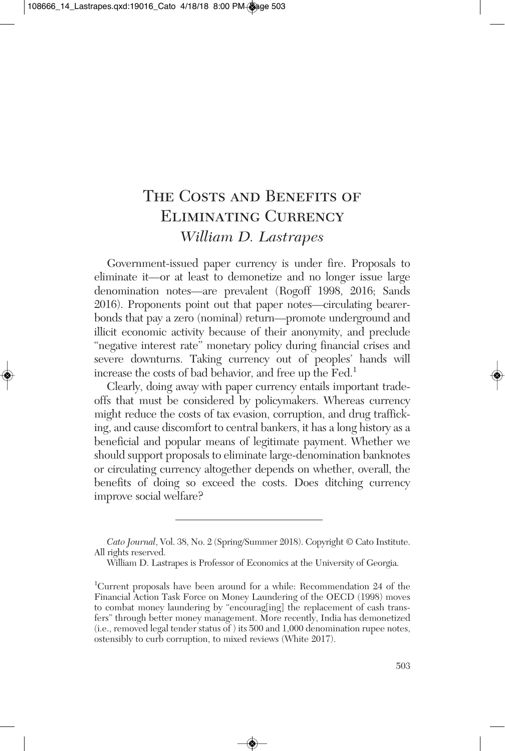# The Costs and Benefits of Eliminating Currency

*William D. Lastrapes*

Government-issued paper currency is under fire. Proposals to eliminate it—or at least to demonetize and no longer issue large denomination notes—are prevalent (Rogoff 1998, 2016; Sands 2016). Proponents point out that paper notes—circulating bearer-bonds that pay a zero (nominal) return—promote underground and illicit economic activity because of their anonymity, and preclude "negative interest rate" monetary policy during financial crises and severe downturns. Taking currency out of peoples' hands will increase the costs of bad behavior, and free up the Fed.[1]

Clearly, doing away with paper currency entails important tradeoffs that must be considered by policymakers. Whereas currency might reduce the costs of tax evasion, corruption, and drug trafficking, and cause discomfort to central bankers, it has a long history as a beneficial and popular means of legitimate payment. Whether we should support proposals to eliminate large-denomination banknotes or circulating currency altogether depends on whether, overall, the benefits of doing so exceed the costs. Does ditching currency improve social welfare?

---

*Cato Journal*, Vol. 38, No. 2 (Spring/Summer 2018). Copyright © Cato Institute. All rights reserved.

William D. Lastrapes is Professor of Economics at the University of Georgia.

[1] Current proposals have been around for a while: Recommendation 24 of the Financial Action Task Force on Money Laundering of the OECD (1998) moves to combat money laundering by "encourag[ing] the replacement of cash transfers" through better money management. More recently, India has demonetized (i.e., removed legal tender status of ) its 500 and 1,000 denomination rupee notes, ostensibly to curb corruption, to mixed reviews (White 2017).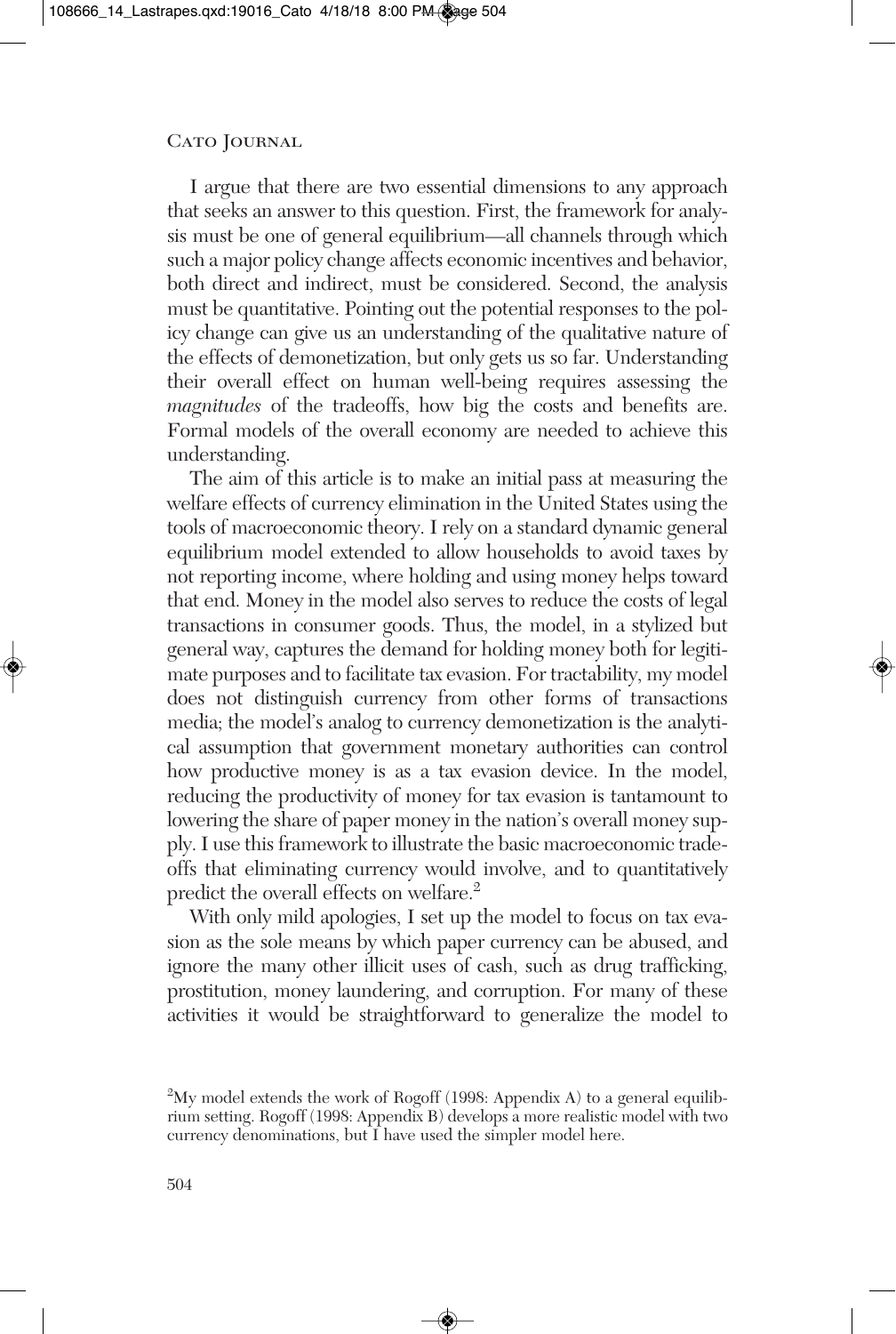I argue that there are two essential dimensions to any approach that seeks an answer to this question. First, the framework for analysis must be one of general equilibrium—all channels through which such a major policy change affects economic incentives and behavior, both direct and indirect, must be considered. Second, the analysis must be quantitative. Pointing out the potential responses to the policy change can give us an understanding of the qualitative nature of the effects of demonetization, but only gets us so far. Understanding their overall effect on human well-being requires assessing the *magnitudes* of the tradeoffs, how big the costs and benefits are. Formal models of the overall economy are needed to achieve this understanding.

The aim of this article is to make an initial pass at measuring the welfare effects of currency elimination in the United States using the tools of macroeconomic theory. I rely on a standard dynamic general equilibrium model extended to allow households to avoid taxes by not reporting income, where holding and using money helps toward that end. Money in the model also serves to reduce the costs of legal transactions in consumer goods. Thus, the model, in a stylized but general way, captures the demand for holding money both for legitimate purposes and to facilitate tax evasion. For tractability, my model does not distinguish currency from other forms of transactions media; the model's analog to currency demonetization is the analytical assumption that government monetary authorities can control how productive money is as a tax evasion device. In the model, reducing the productivity of money for tax evasion is tantamount to lowering the share of paper money in the nation's overall money supply. I use this framework to illustrate the basic macroeconomic tradeoffs that eliminating currency would involve, and to quantitatively predict the overall effects on welfare.[2]

With only mild apologies, I set up the model to focus on tax evasion as the sole means by which paper currency can be abused, and ignore the many other illicit uses of cash, such as drug trafficking, prostitution, money laundering, and corruption. For many of these activities it would be straightforward to generalize the model to

[2] My model extends the work of Rogoff (1998: Appendix A) to a general equilibrium setting. Rogoff (1998: Appendix B) develops a more realistic model with two currency denominations, but I have used the simpler model here.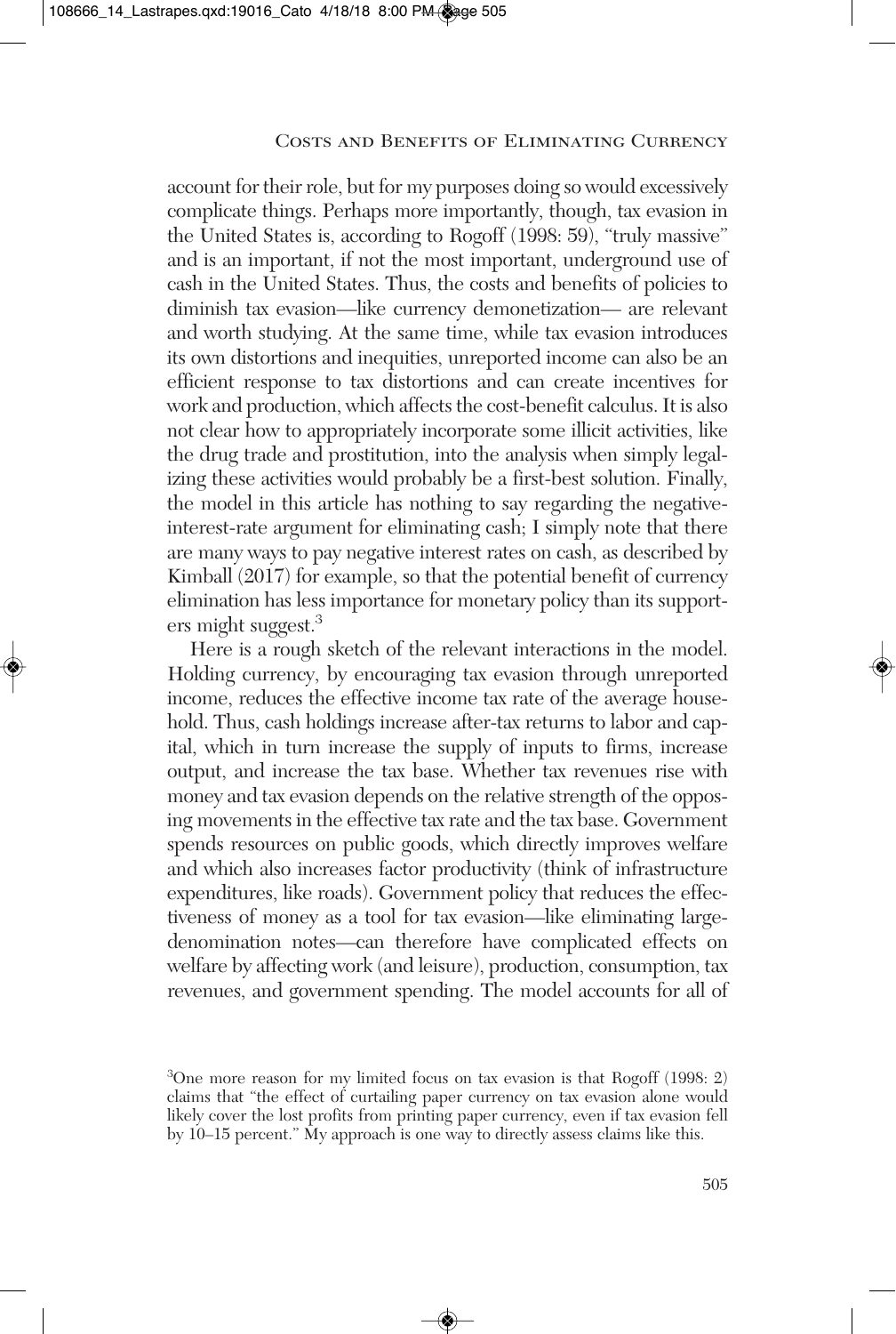account for their role, but for my purposes doing so would excessively complicate things. Perhaps more importantly, though, tax evasion in the United States is, according to Rogoff (1998: 59), "truly massive" and is an important, if not the most important, underground use of cash in the United States. Thus, the costs and benefits of policies to diminish tax evasion—like currency demonetization— are relevant and worth studying. At the same time, while tax evasion introduces its own distortions and inequities, unreported income can also be an efficient response to tax distortions and can create incentives for work and production, which affects the cost-benefit calculus. It is also not clear how to appropriately incorporate some illicit activities, like the drug trade and prostitution, into the analysis when simply legalizing these activities would probably be a first-best solution. Finally, the model in this article has nothing to say regarding the negative-interest-rate argument for eliminating cash; I simply note that there are many ways to pay negative interest rates on cash, as described by Kimball (2017) for example, so that the potential benefit of currency elimination has less importance for monetary policy than its supporters might suggest.[3]

Here is a rough sketch of the relevant interactions in the model. Holding currency, by encouraging tax evasion through unreported income, reduces the effective income tax rate of the average household. Thus, cash holdings increase after-tax returns to labor and capital, which in turn increase the supply of inputs to firms, increase output, and increase the tax base. Whether tax revenues rise with money and tax evasion depends on the relative strength of the opposing movements in the effective tax rate and the tax base. Government spends resources on public goods, which directly improves welfare and which also increases factor productivity (think of infrastructure expenditures, like roads). Government policy that reduces the effectiveness of money as a tool for tax evasion—like eliminating large-denomination notes—can therefore have complicated effects on welfare by affecting work (and leisure), production, consumption, tax revenues, and government spending. The model accounts for all of

[3]One more reason for my limited focus on tax evasion is that Rogoff (1998: 2) claims that "the effect of curtailing paper currency on tax evasion alone would likely cover the lost profits from printing paper currency, even if tax evasion fell by 10–15 percent." My approach is one way to directly assess claims like this.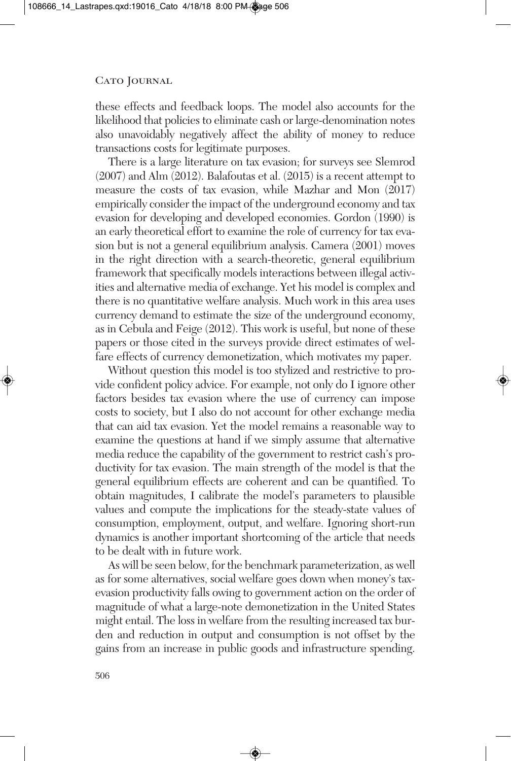these effects and feedback loops. The model also accounts for the likelihood that policies to eliminate cash or large-denomination notes also unavoidably negatively affect the ability of money to reduce transactions costs for legitimate purposes.

There is a large literature on tax evasion; for surveys see Slemrod (2007) and Alm (2012). Balafoutas et al. (2015) is a recent attempt to measure the costs of tax evasion, while Mazhar and Mon (2017) empirically consider the impact of the underground economy and tax evasion for developing and developed economies. Gordon (1990) is an early theoretical effort to examine the role of currency for tax evasion but is not a general equilibrium analysis. Camera (2001) moves in the right direction with a search-theoretic, general equilibrium framework that specifically models interactions between illegal activities and alternative media of exchange. Yet his model is complex and there is no quantitative welfare analysis. Much work in this area uses currency demand to estimate the size of the underground economy, as in Cebula and Feige (2012). This work is useful, but none of these papers or those cited in the surveys provide direct estimates of welfare effects of currency demonetization, which motivates my paper.

Without question this model is too stylized and restrictive to provide confident policy advice. For example, not only do I ignore other factors besides tax evasion where the use of currency can impose costs to society, but I also do not account for other exchange media that can aid tax evasion. Yet the model remains a reasonable way to examine the questions at hand if we simply assume that alternative media reduce the capability of the government to restrict cash's productivity for tax evasion. The main strength of the model is that the general equilibrium effects are coherent and can be quantified. To obtain magnitudes, I calibrate the model's parameters to plausible values and compute the implications for the steady-state values of consumption, employment, output, and welfare. Ignoring short-run dynamics is another important shortcoming of the article that needs to be dealt with in future work.

As will be seen below, for the benchmark parameterization, as well as for some alternatives, social welfare goes down when money's tax-evasion productivity falls owing to government action on the order of magnitude of what a large-note demonetization in the United States might entail. The loss in welfare from the resulting increased tax burden and reduction in output and consumption is not offset by the gains from an increase in public goods and infrastructure spending.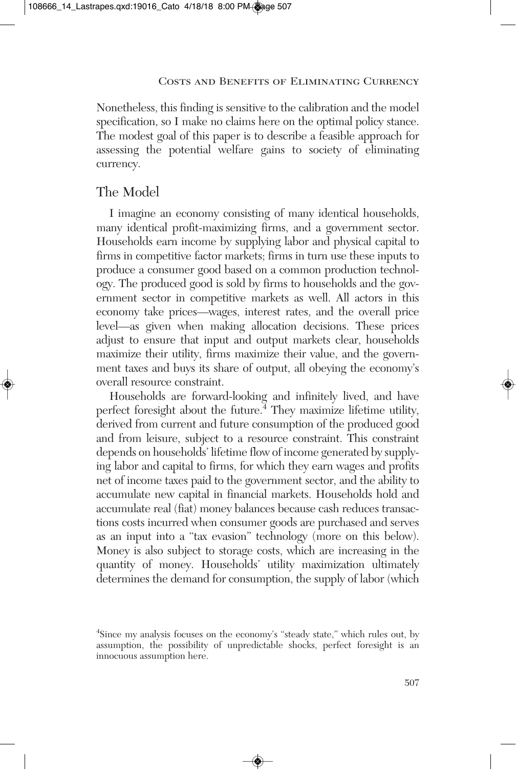Nonetheless, this finding is sensitive to the calibration and the model specification, so I make no claims here on the optimal policy stance. The modest goal of this paper is to describe a feasible approach for assessing the potential welfare gains to society of eliminating currency.

## The Model

I imagine an economy consisting of many identical households, many identical profit-maximizing firms, and a government sector. Households earn income by supplying labor and physical capital to firms in competitive factor markets; firms in turn use these inputs to produce a consumer good based on a common production technology. The produced good is sold by firms to households and the government sector in competitive markets as well. All actors in this economy take prices—wages, interest rates, and the overall price level—as given when making allocation decisions. These prices adjust to ensure that input and output markets clear, households maximize their utility, firms maximize their value, and the government taxes and buys its share of output, all obeying the economy's overall resource constraint.

Households are forward-looking and infinitely lived, and have perfect foresight about the future.[4] They maximize lifetime utility, derived from current and future consumption of the produced good and from leisure, subject to a resource constraint. This constraint depends on households' lifetime flow of income generated by supplying labor and capital to firms, for which they earn wages and profits net of income taxes paid to the government sector, and the ability to accumulate new capital in financial markets. Households hold and accumulate real (fiat) money balances because cash reduces transactions costs incurred when consumer goods are purchased and serves as an input into a "tax evasion" technology (more on this below). Money is also subject to storage costs, which are increasing in the quantity of money. Households' utility maximization ultimately determines the demand for consumption, the supply of labor (which

[4] Since my analysis focuses on the economy's "steady state," which rules out, by assumption, the possibility of unpredictable shocks, perfect foresight is an innocuous assumption here.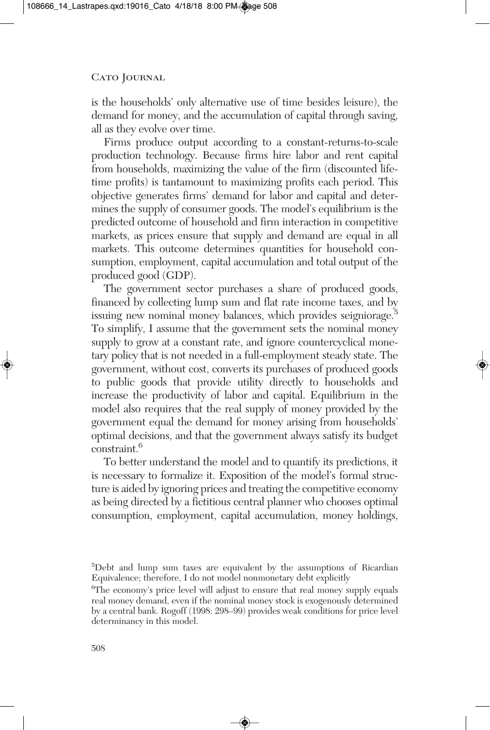is the households' only alternative use of time besides leisure), the demand for money, and the accumulation of capital through saving, all as they evolve over time.

Firms produce output according to a constant-returns-to-scale production technology. Because firms hire labor and rent capital from households, maximizing the value of the firm (discounted lifetime profits) is tantamount to maximizing profits each period. This objective generates firms' demand for labor and capital and determines the supply of consumer goods. The model's equilibrium is the predicted outcome of household and firm interaction in competitive markets, as prices ensure that supply and demand are equal in all markets. This outcome determines quantities for household consumption, employment, capital accumulation and total output of the produced good (GDP).

The government sector purchases a share of produced goods, financed by collecting lump sum and flat rate income taxes, and by issuing new nominal money balances, which provides seigniorage.[5] To simplify, I assume that the government sets the nominal money supply to grow at a constant rate, and ignore countercyclical monetary policy that is not needed in a full-employment steady state. The government, without cost, converts its purchases of produced goods to public goods that provide utility directly to households and increase the productivity of labor and capital. Equilibrium in the model also requires that the real supply of money provided by the government equal the demand for money arising from households' optimal decisions, and that the government always satisfy its budget constraint.[6]

To better understand the model and to quantify its predictions, it is necessary to formalize it. Exposition of the model's formal structure is aided by ignoring prices and treating the competitive economy as being directed by a fictitious central planner who chooses optimal consumption, employment, capital accumulation, money holdings,

---

[5]Debt and lump sum taxes are equivalent by the assumptions of Ricardian Equivalence; therefore, I do not model nonmonetary debt explicitly

[6]The economy's price level will adjust to ensure that real money supply equals real money demand, even if the nominal money stock is exogenously determined by a central bank. Rogoff (1998: 298–99) provides weak conditions for price level determinancy in this model.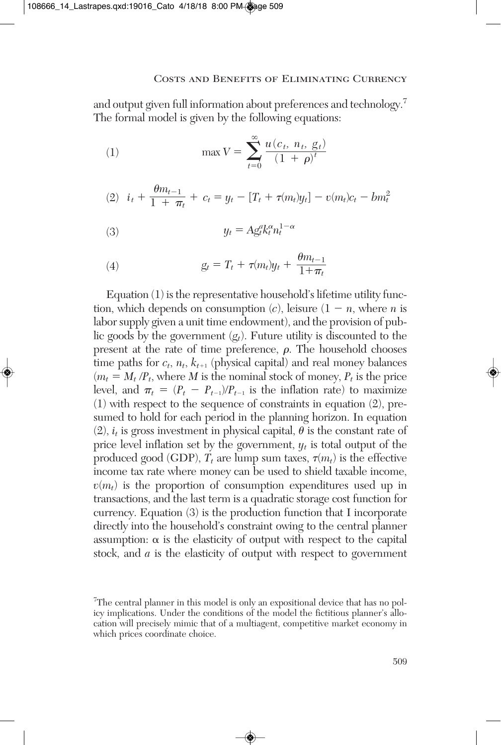and output given full information about preferences and technology.[7] The formal model is given by the following equations:

$$(1) \qquad \max V = \sum_{t=0}^{\infty} \frac{u(c_t,\ n_t,\ g_t)}{(1\ +\ \rho)^t}$$

$$(2) \quad i_t + \frac{\theta m_{t-1}}{1\ +\ \pi_t} + c_t = y_t - [T_t + \tau(m_t)y_t] - v(m_t)c_t - bm_t^2$$

$$(3) \qquad y_t = Ag_t^a k_t^{\alpha} n_t^{1-\alpha}$$

$$(4) \qquad g_t = T_t + \tau(m_t)y_t + \frac{\theta m_{t-1}}{1+\pi_t}$$

Equation (1) is the representative household's lifetime utility function, which depends on consumption ($c$), leisure ($1 - n$, where $n$ is labor supply given a unit time endowment), and the provision of public goods by the government ($g_t$). Future utility is discounted to the present at the rate of time preference, $\rho$. The household chooses time paths for $c_t$, $n_t$, $k_{t+1}$ (physical capital) and real money balances ($m_t = M_t/P_t$, where $M$ is the nominal stock of money, $P_t$ is the price level, and $\pi_t = (P_t - P_{t-1})/P_{t-1}$ is the inflation rate) to maximize (1) with respect to the sequence of constraints in equation (2), presumed to hold for each period in the planning horizon. In equation (2), $i_t$ is gross investment in physical capital, $\theta$ is the constant rate of price level inflation set by the government, $y_t$ is total output of the produced good (GDP), $T_t$ are lump sum taxes, $\tau(m_t)$ is the effective income tax rate where money can be used to shield taxable income, $v(m_t)$ is the proportion of consumption expenditures used up in transactions, and the last term is a quadratic storage cost function for currency. Equation (3) is the production function that I incorporate directly into the household's constraint owing to the central planner assumption: $\alpha$ is the elasticity of output with respect to the capital stock, and $a$ is the elasticity of output with respect to government

[7]The central planner in this model is only an expositional device that has no policy implications. Under the conditions of the model the fictitious planner's allocation will precisely mimic that of a multiagent, competitive market economy in which prices coordinate choice.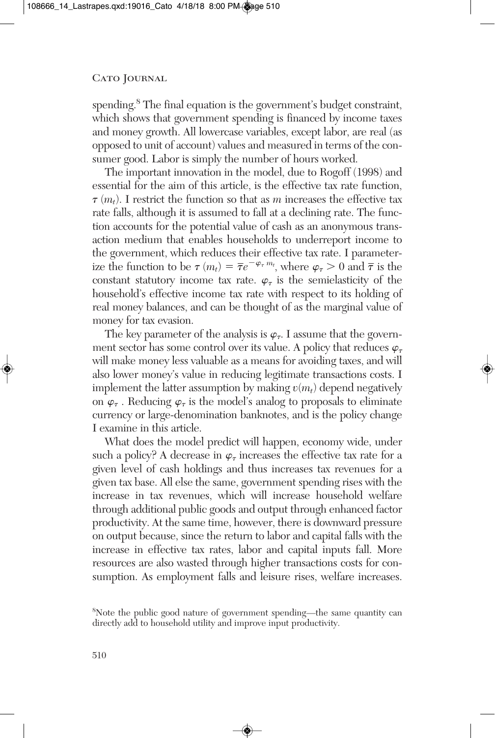spending.[8] The final equation is the government's budget constraint, which shows that government spending is financed by income taxes and money growth. All lowercase variables, except labor, are real (as opposed to unit of account) values and measured in terms of the consumer good. Labor is simply the number of hours worked.

The important innovation in the model, due to Rogoff (1998) and essential for the aim of this article, is the effective tax rate function, $\tau(m_t)$. I restrict the function so that as $m$ increases the effective tax rate falls, although it is assumed to fall at a declining rate. The function accounts for the potential value of cash as an anonymous transaction medium that enables households to underreport income to the government, which reduces their effective tax rate. I parameterize the function to be $\tau(m_t) = \bar{\tau}e^{-\varphi_\tau m_t}$, where $\varphi_\tau > 0$ and $\bar{\tau}$ is the constant statutory income tax rate. $\varphi_\tau$ is the semielasticity of the household's effective income tax rate with respect to its holding of real money balances, and can be thought of as the marginal value of money for tax evasion.

The key parameter of the analysis is $\varphi_\tau$. I assume that the government sector has some control over its value. A policy that reduces $\varphi_\tau$ will make money less valuable as a means for avoiding taxes, and will also lower money's value in reducing legitimate transactions costs. I implement the latter assumption by making $v(m_t)$ depend negatively on $\varphi_\tau$. Reducing $\varphi_\tau$ is the model's analog to proposals to eliminate currency or large-denomination banknotes, and is the policy change I examine in this article.

What does the model predict will happen, economy wide, under such a policy? A decrease in $\varphi_\tau$ increases the effective tax rate for a given level of cash holdings and thus increases tax revenues for a given tax base. All else the same, government spending rises with the increase in tax revenues, which will increase household welfare through additional public goods and output through enhanced factor productivity. At the same time, however, there is downward pressure on output because, since the return to labor and capital falls with the increase in effective tax rates, labor and capital inputs fall. More resources are also wasted through higher transactions costs for consumption. As employment falls and leisure rises, welfare increases.

[8] Note the public good nature of government spending—the same quantity can directly add to household utility and improve input productivity.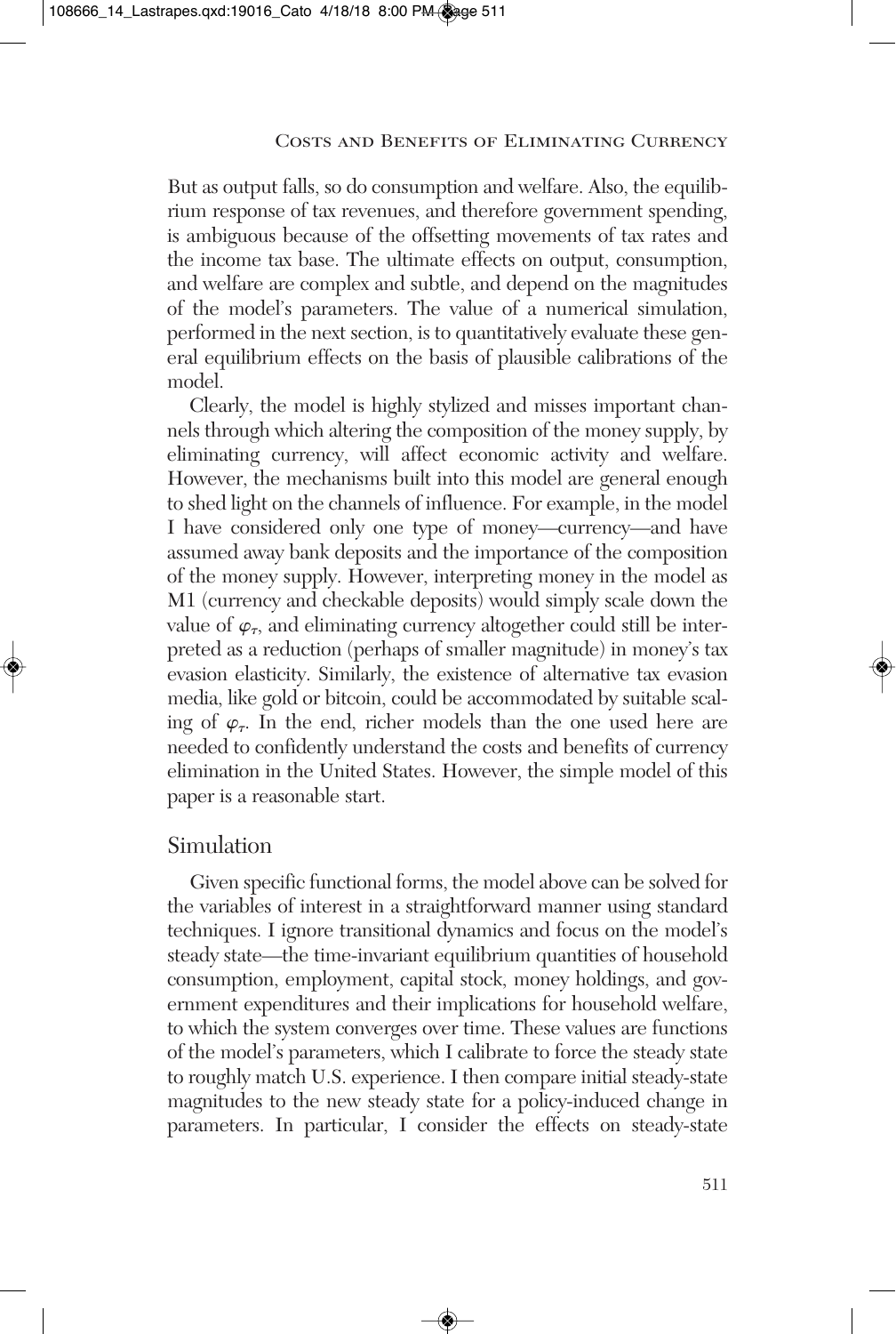But as output falls, so do consumption and welfare. Also, the equilibrium response of tax revenues, and therefore government spending, is ambiguous because of the offsetting movements of tax rates and the income tax base. The ultimate effects on output, consumption, and welfare are complex and subtle, and depend on the magnitudes of the model's parameters. The value of a numerical simulation, performed in the next section, is to quantitatively evaluate these general equilibrium effects on the basis of plausible calibrations of the model.

Clearly, the model is highly stylized and misses important channels through which altering the composition of the money supply, by eliminating currency, will affect economic activity and welfare. However, the mechanisms built into this model are general enough to shed light on the channels of influence. For example, in the model I have considered only one type of money—currency—and have assumed away bank deposits and the importance of the composition of the money supply. However, interpreting money in the model as M1 (currency and checkable deposits) would simply scale down the value of $\varphi_\tau$, and eliminating currency altogether could still be interpreted as a reduction (perhaps of smaller magnitude) in money's tax evasion elasticity. Similarly, the existence of alternative tax evasion media, like gold or bitcoin, could be accommodated by suitable scaling of $\varphi_\tau$. In the end, richer models than the one used here are needed to confidently understand the costs and benefits of currency elimination in the United States. However, the simple model of this paper is a reasonable start.

## Simulation

Given specific functional forms, the model above can be solved for the variables of interest in a straightforward manner using standard techniques. I ignore transitional dynamics and focus on the model's steady state—the time-invariant equilibrium quantities of household consumption, employment, capital stock, money holdings, and government expenditures and their implications for household welfare, to which the system converges over time. These values are functions of the model's parameters, which I calibrate to force the steady state to roughly match U.S. experience. I then compare initial steady-state magnitudes to the new steady state for a policy-induced change in parameters. In particular, I consider the effects on steady-state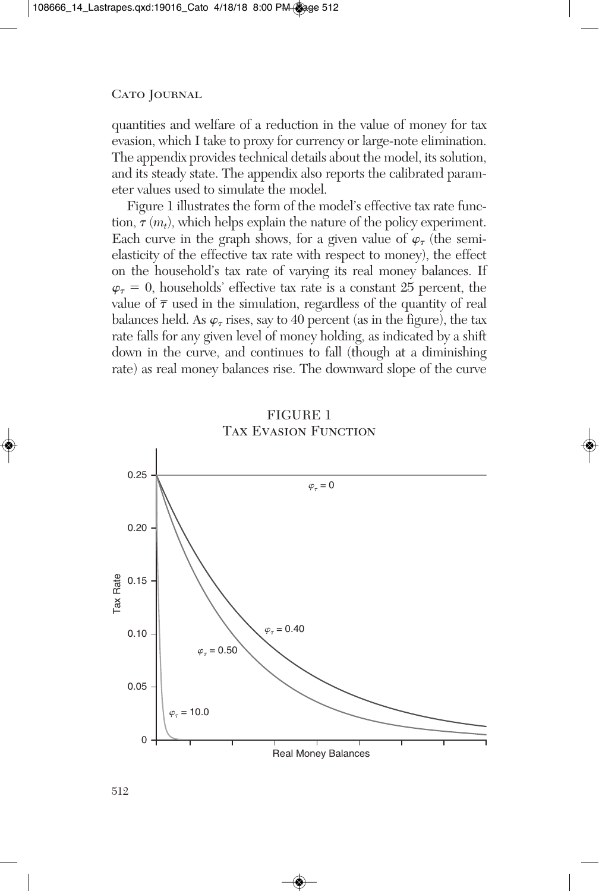quantities and welfare of a reduction in the value of money for tax evasion, which I take to proxy for currency or large-note elimination. The appendix provides technical details about the model, its solution, and its steady state. The appendix also reports the calibrated parameter values used to simulate the model.

Figure 1 illustrates the form of the model's effective tax rate function, $\tau(m_t)$, which helps explain the nature of the policy experiment. Each curve in the graph shows, for a given value of $\varphi_\tau$ (the semi-elasticity of the effective tax rate with respect to money), the effect on the household's tax rate of varying its real money balances. If $\varphi_\tau = 0$, households' effective tax rate is a constant 25 percent, the value of $\bar{\tau}$ used in the simulation, regardless of the quantity of real balances held. As $\varphi_\tau$ rises, say to 40 percent (as in the figure), the tax rate falls for any given level of money holding, as indicated by a shift down in the curve, and continues to fall (though at a diminishing rate) as real money balances rise. The downward slope of the curve

FIGURE 1
Tax Evasion Function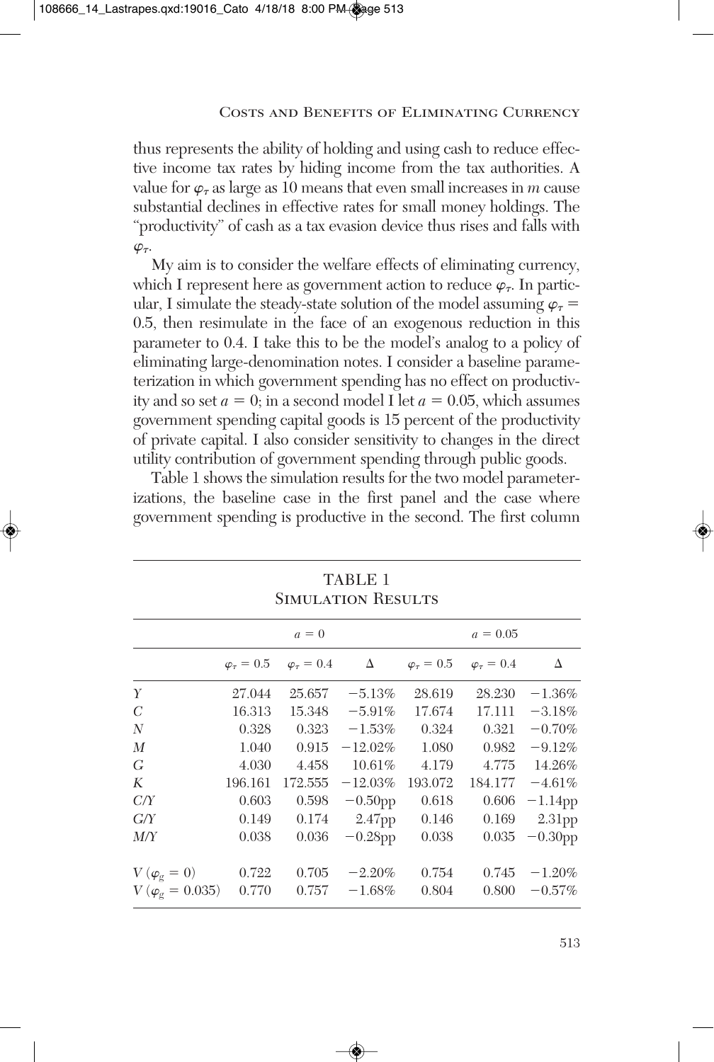thus represents the ability of holding and using cash to reduce effective income tax rates by hiding income from the tax authorities. A value for $\varphi_\tau$ as large as 10 means that even small increases in $m$ cause substantial declines in effective rates for small money holdings. The "productivity" of cash as a tax evasion device thus rises and falls with $\varphi_\tau$.

My aim is to consider the welfare effects of eliminating currency, which I represent here as government action to reduce $\varphi_\tau$. In particular, I simulate the steady-state solution of the model assuming $\varphi_\tau = 0.5$, then resimulate in the face of an exogenous reduction in this parameter to 0.4. I take this to be the model's analog to a policy of eliminating large-denomination notes. I consider a baseline parameterization in which government spending has no effect on productivity and so set $a = 0$; in a second model I let $a = 0.05$, which assumes government spending capital goods is 15 percent of the productivity of private capital. I also consider sensitivity to changes in the direct utility contribution of government spending through public goods.

Table 1 shows the simulation results for the two model parameterizations, the baseline case in the first panel and the case where government spending is productive in the second. The first column

TABLE 1
SIMULATION RESULTS

| | $a = 0$ | | | $a = 0.05$ | | |
|---|---|---|---|---|---|---|
| | $\varphi_\tau = 0.5$ | $\varphi_\tau = 0.4$ | $\Delta$ | $\varphi_\tau = 0.5$ | $\varphi_\tau = 0.4$ | $\Delta$ |
| $Y$ | 27.044 | 25.657 | −5.13% | 28.619 | 28.230 | −1.36% |
| $C$ | 16.313 | 15.348 | −5.91% | 17.674 | 17.111 | −3.18% |
| $N$ | 0.328 | 0.323 | −1.53% | 0.324 | 0.321 | −0.70% |
| $M$ | 1.040 | 0.915 | −12.02% | 1.080 | 0.982 | −9.12% |
| $G$ | 4.030 | 4.458 | 10.61% | 4.179 | 4.775 | 14.26% |
| $K$ | 196.161 | 172.555 | −12.03% | 193.072 | 184.177 | −4.61% |
| $C/Y$ | 0.603 | 0.598 | −0.50pp | 0.618 | 0.606 | −1.14pp |
| $G/Y$ | 0.149 | 0.174 | 2.47pp | 0.146 | 0.169 | 2.31pp |
| $M/Y$ | 0.038 | 0.036 | −0.28pp | 0.038 | 0.035 | −0.30pp |
| $V\ (\varphi_g = 0)$ | 0.722 | 0.705 | −2.20% | 0.754 | 0.745 | −1.20% |
| $V\ (\varphi_g = 0.035)$ | 0.770 | 0.757 | −1.68% | 0.804 | 0.800 | −0.57% |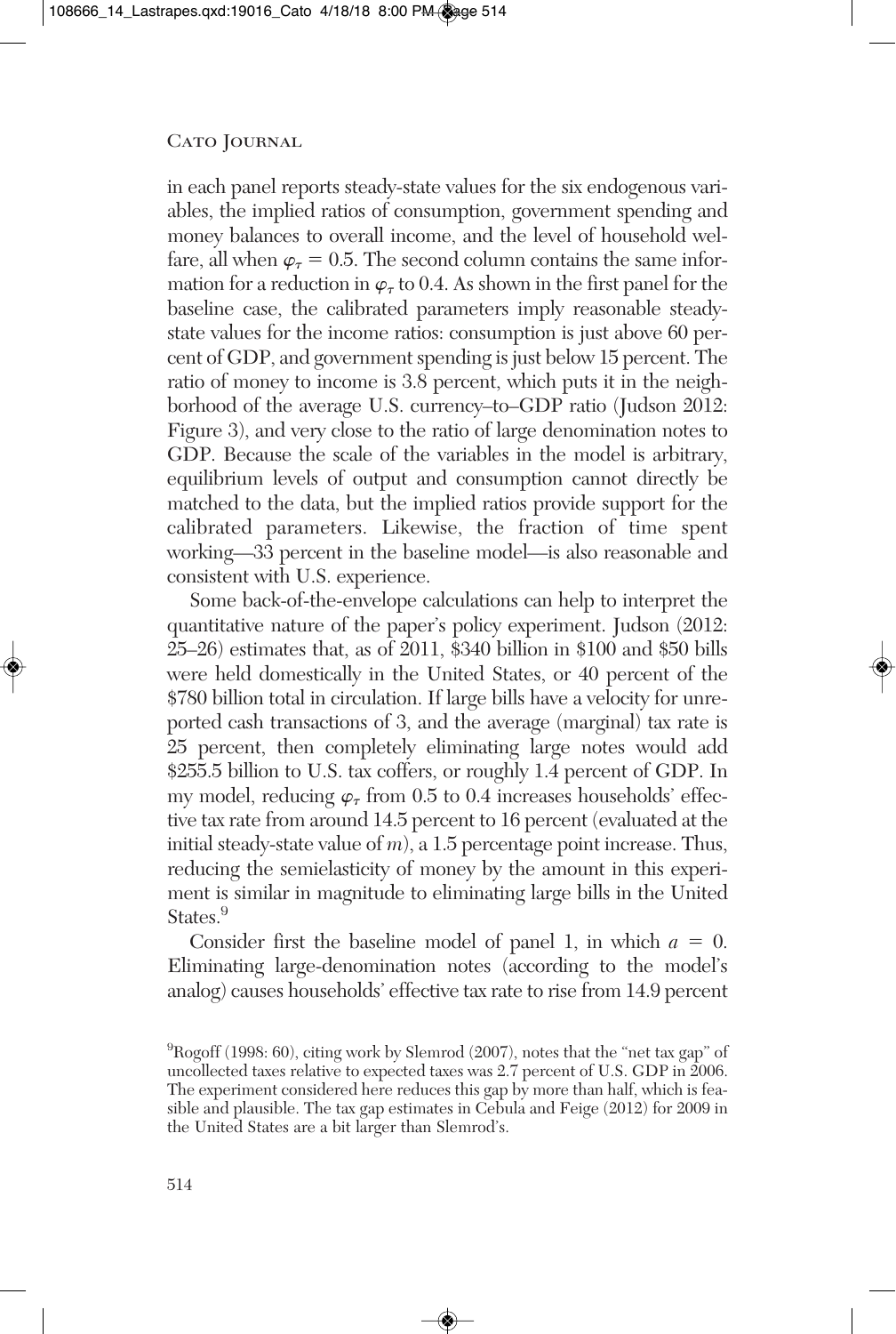in each panel reports steady-state values for the six endogenous variables, the implied ratios of consumption, government spending and money balances to overall income, and the level of household welfare, all when $\varphi_\tau = 0.5$. The second column contains the same information for a reduction in $\varphi_\tau$ to 0.4. As shown in the first panel for the baseline case, the calibrated parameters imply reasonable steady-state values for the income ratios: consumption is just above 60 percent of GDP, and government spending is just below 15 percent. The ratio of money to income is 3.8 percent, which puts it in the neighborhood of the average U.S. currency–to–GDP ratio (Judson 2012: Figure 3), and very close to the ratio of large denomination notes to GDP. Because the scale of the variables in the model is arbitrary, equilibrium levels of output and consumption cannot directly be matched to the data, but the implied ratios provide support for the calibrated parameters. Likewise, the fraction of time spent working—33 percent in the baseline model—is also reasonable and consistent with U.S. experience.

Some back-of-the-envelope calculations can help to interpret the quantitative nature of the paper's policy experiment. Judson (2012: 25–26) estimates that, as of 2011, \$340 billion in \$100 and \$50 bills were held domestically in the United States, or 40 percent of the \$780 billion total in circulation. If large bills have a velocity for unreported cash transactions of 3, and the average (marginal) tax rate is 25 percent, then completely eliminating large notes would add \$255.5 billion to U.S. tax coffers, or roughly 1.4 percent of GDP. In my model, reducing $\varphi_\tau$ from 0.5 to 0.4 increases households' effective tax rate from around 14.5 percent to 16 percent (evaluated at the initial steady-state value of $m$), a 1.5 percentage point increase. Thus, reducing the semielasticity of money by the amount in this experiment is similar in magnitude to eliminating large bills in the United States.[9]

Consider first the baseline model of panel 1, in which $a = 0$. Eliminating large-denomination notes (according to the model's analog) causes households' effective tax rate to rise from 14.9 percent

[9]Rogoff (1998: 60), citing work by Slemrod (2007), notes that the "net tax gap" of uncollected taxes relative to expected taxes was 2.7 percent of U.S. GDP in 2006. The experiment considered here reduces this gap by more than half, which is feasible and plausible. The tax gap estimates in Cebula and Feige (2012) for 2009 in the United States are a bit larger than Slemrod's.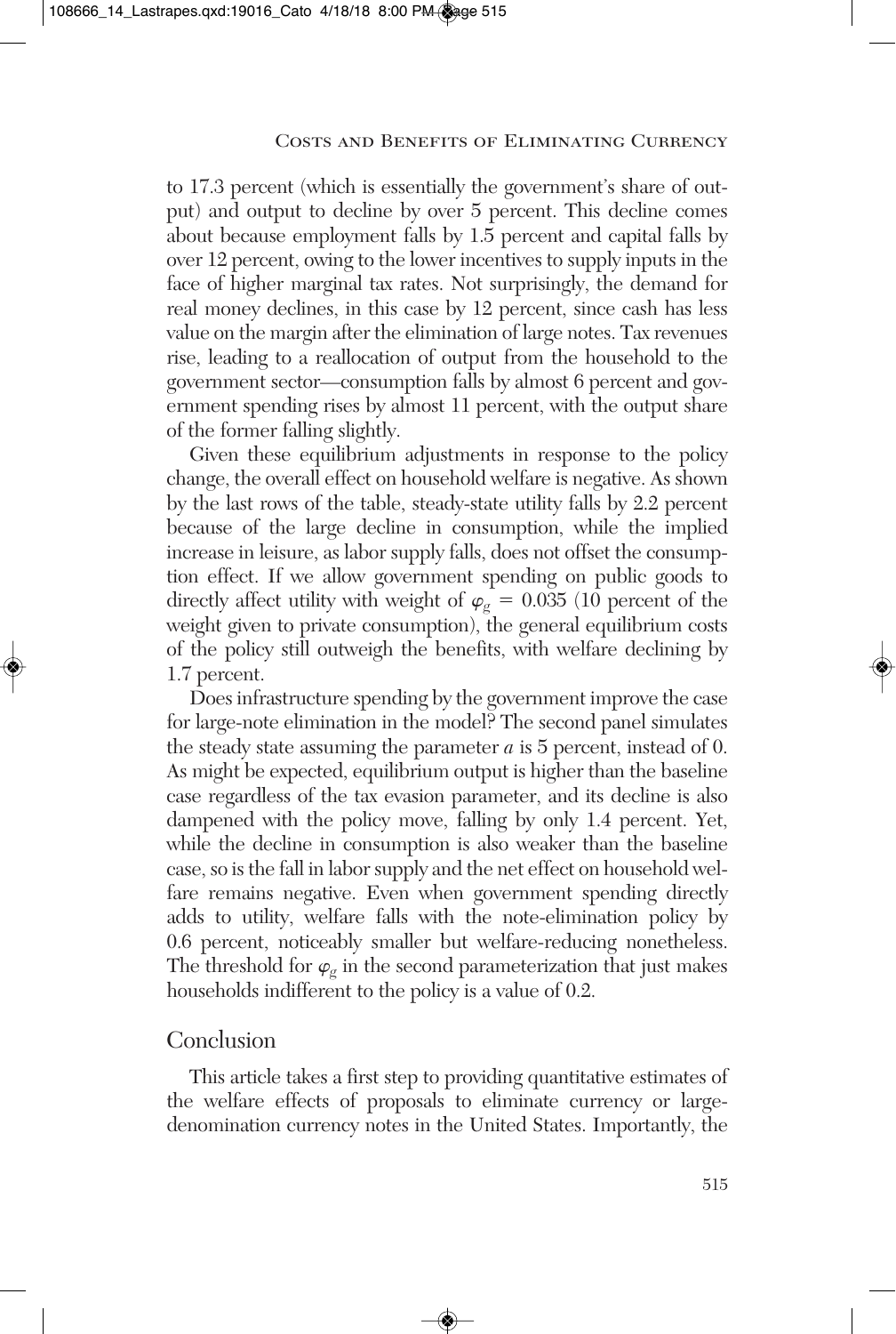to 17.3 percent (which is essentially the government's share of output) and output to decline by over 5 percent. This decline comes about because employment falls by 1.5 percent and capital falls by over 12 percent, owing to the lower incentives to supply inputs in the face of higher marginal tax rates. Not surprisingly, the demand for real money declines, in this case by 12 percent, since cash has less value on the margin after the elimination of large notes. Tax revenues rise, leading to a reallocation of output from the household to the government sector—consumption falls by almost 6 percent and government spending rises by almost 11 percent, with the output share of the former falling slightly.

Given these equilibrium adjustments in response to the policy change, the overall effect on household welfare is negative. As shown by the last rows of the table, steady-state utility falls by 2.2 percent because of the large decline in consumption, while the implied increase in leisure, as labor supply falls, does not offset the consumption effect. If we allow government spending on public goods to directly affect utility with weight of $\varphi_g = 0.035$ (10 percent of the weight given to private consumption), the general equilibrium costs of the policy still outweigh the benefits, with welfare declining by 1.7 percent.

Does infrastructure spending by the government improve the case for large-note elimination in the model? The second panel simulates the steady state assuming the parameter $a$ is 5 percent, instead of 0. As might be expected, equilibrium output is higher than the baseline case regardless of the tax evasion parameter, and its decline is also dampened with the policy move, falling by only 1.4 percent. Yet, while the decline in consumption is also weaker than the baseline case, so is the fall in labor supply and the net effect on household welfare remains negative. Even when government spending directly adds to utility, welfare falls with the note-elimination policy by 0.6 percent, noticeably smaller but welfare-reducing nonetheless. The threshold for $\varphi_g$ in the second parameterization that just makes households indifferent to the policy is a value of 0.2.

## Conclusion

This article takes a first step to providing quantitative estimates of the welfare effects of proposals to eliminate currency or large-denomination currency notes in the United States. Importantly, the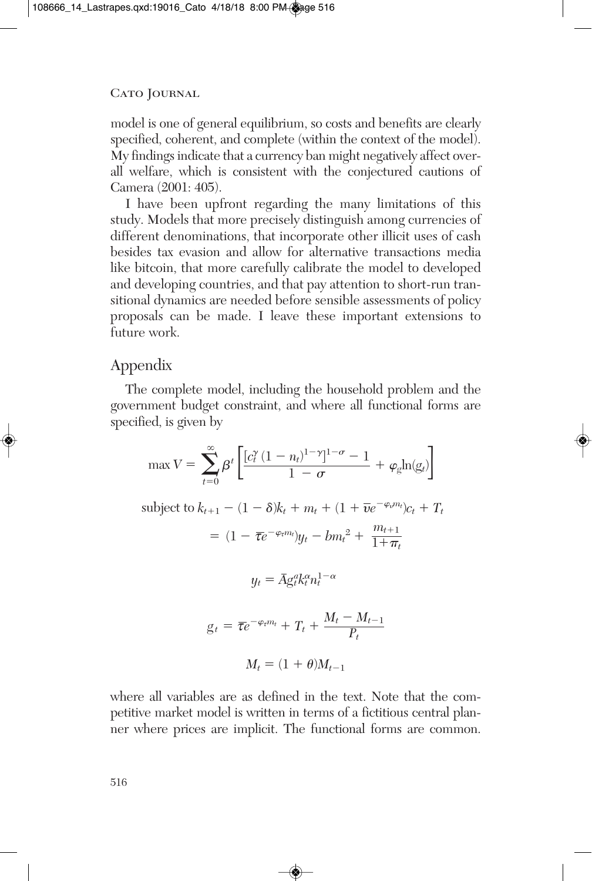model is one of general equilibrium, so costs and benefits are clearly specified, coherent, and complete (within the context of the model). My findings indicate that a currency ban might negatively affect overall welfare, which is consistent with the conjectured cautions of Camera (2001: 405).

I have been upfront regarding the many limitations of this study. Models that more precisely distinguish among currencies of different denominations, that incorporate other illicit uses of cash besides tax evasion and allow for alternative transactions media like bitcoin, that more carefully calibrate the model to developed and developing countries, and that pay attention to short-run transitional dynamics are needed before sensible assessments of policy proposals can be made. I leave these important extensions to future work.

## Appendix

The complete model, including the household problem and the government budget constraint, and where all functional forms are specified, is given by

$$\max V = \sum_{t=0}^{\infty} \beta^t \left[ \frac{[c_t^{\gamma}(1-n_t)^{1-\gamma}]^{1-\sigma} - 1}{1-\sigma} + \varphi_g \ln(g_t) \right]$$

$$\text{subject to } k_{t+1} - (1-\delta)k_t + m_t + (1 + \bar{v}e^{-\varphi_v m_t})c_t + T_t$$

$$= (1 - \bar{\tau}e^{-\varphi_\tau m_t})y_t - bm_t^2 + \frac{m_{t+1}}{1+\pi_t}$$

$$y_t = \bar{A}g_t^a k_t^{\alpha} n_t^{1-\alpha}$$

$$g_t = \bar{\tau}e^{-\varphi_\tau m_t} + T_t + \frac{M_t - M_{t-1}}{P_t}$$

$$M_t = (1+\theta)M_{t-1}$$

where all variables are as defined in the text. Note that the competitive market model is written in terms of a fictitious central planner where prices are implicit. The functional forms are common.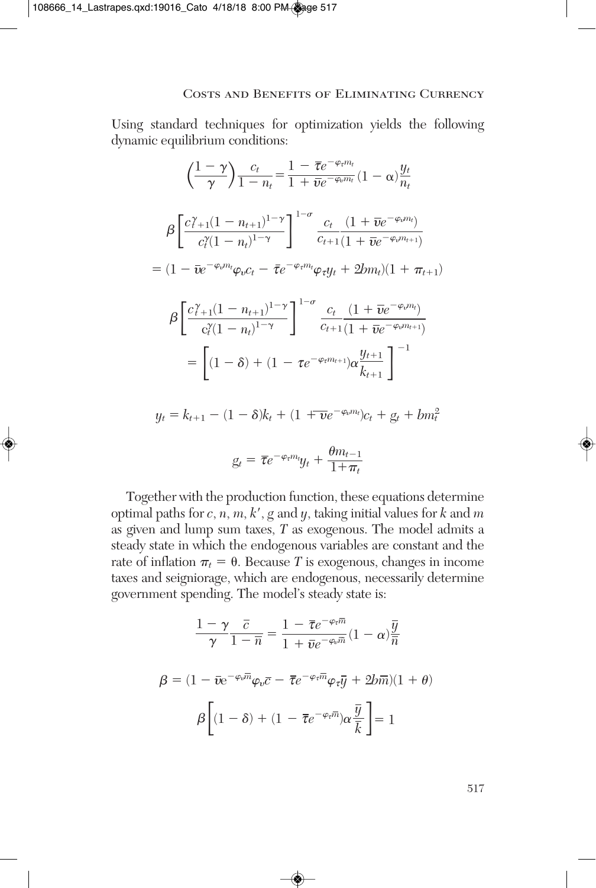Using standard techniques for optimization yields the following dynamic equilibrium conditions:

$$\left(\frac{1-\gamma}{\gamma}\right)\frac{c_t}{1-n_t} = \frac{1-\bar{\tau}e^{-\varphi_\tau m_t}}{1+\bar{\upsilon}e^{-\varphi_\upsilon m_t}}(1-\alpha)\frac{y_t}{n_t}$$

$$\beta\left[\frac{c_{t+1}^{\gamma}(1-n_{t+1})^{1-\gamma}}{c_t^{\gamma}(1-n_t)^{1-\gamma}}\right]^{1-\sigma}\frac{c_t}{c_{t+1}}\frac{(1+\bar{\upsilon}e^{-\varphi_\upsilon m_t})}{(1+\bar{\upsilon}e^{-\varphi_\upsilon m_{t+1}})}$$

$$= (1-\bar{\upsilon}e^{-\varphi_\upsilon m_t}\varphi_\upsilon c_t - \bar{\tau}e^{-\varphi_\tau m_t}\varphi_\tau y_t + 2bm_t)(1+\pi_{t+1})$$

$$\beta\left[\frac{c_{t+1}^{\gamma}(1-n_{t+1})^{1-\gamma}}{c_t^{\gamma}(1-n_t)^{1-\gamma}}\right]^{1-\sigma}\frac{c_t}{c_{t+1}}\frac{(1+\bar{\upsilon}e^{-\varphi_\upsilon m_t})}{(1+\bar{\upsilon}e^{-\varphi_\upsilon m_{t+1}})}$$

$$= \left[(1-\delta) + (1-\tau e^{-\varphi_\tau m_{t+1}})\alpha\frac{y_{t+1}}{k_{t+1}}\right]^{-1}$$

$$y_t = k_{t+1} - (1-\delta)k_t + (1+\bar{\upsilon}e^{-\varphi_\upsilon m_t})c_t + g_t + bm_t^2$$

$$g_t = \bar{\tau}e^{-\varphi_\tau m_t}y_t + \frac{\theta m_{t-1}}{1+\pi_t}$$

Together with the production function, these equations determine optimal paths for $c$, $n$, $m$, $k'$, $g$ and $y$, taking initial values for $k$ and $m$ as given and lump sum taxes, $T$ as exogenous. The model admits a steady state in which the endogenous variables are constant and the rate of inflation $\pi_t = \theta$. Because $T$ is exogenous, changes in income taxes and seigniorage, which are endogenous, necessarily determine government spending. The model's steady state is:

$$\frac{1-\gamma}{\gamma}\frac{\bar{c}}{1-\bar{n}} = \frac{1-\bar{\tau}e^{-\varphi_\tau \bar{m}}}{1+\bar{\upsilon}e^{-\varphi_\upsilon \bar{m}}}(1-\alpha)\frac{\bar{y}}{\bar{n}}$$

$$\beta = (1-\bar{\upsilon}e^{-\varphi_\upsilon \bar{m}}\varphi_\upsilon \bar{c} - \bar{\tau}e^{-\varphi_\tau \bar{m}}\varphi_\tau \bar{y} + 2b\bar{m})(1+\theta)$$

$$\beta\left[(1-\delta) + (1-\bar{\tau}e^{-\varphi_\tau \bar{m}})\alpha\frac{\bar{y}}{\bar{k}}\right] = 1$$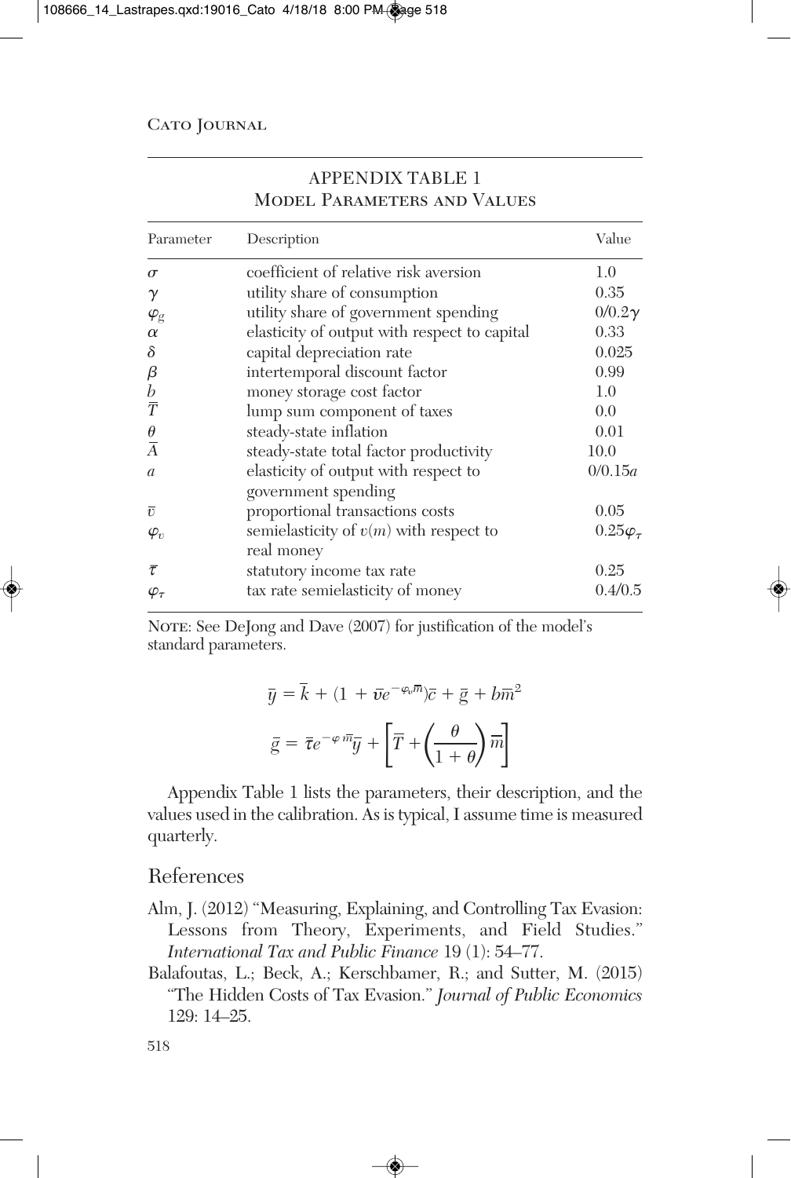## APPENDIX TABLE 1
## Model Parameters and Values

| Parameter | Description | Value |
|---|---|---|
| $\sigma$ | coefficient of relative risk aversion | 1.0 |
| $\gamma$ | utility share of consumption | 0.35 |
| $\varphi_g$ | utility share of government spending | $0/0.2\gamma$ |
| $\alpha$ | elasticity of output with respect to capital | 0.33 |
| $\delta$ | capital depreciation rate | 0.025 |
| $\beta$ | intertemporal discount factor | 0.99 |
| $b$ | money storage cost factor | 1.0 |
| $\overline{T}$ | lump sum component of taxes | 0.0 |
| $\theta$ | steady-state inflation | 0.01 |
| $\overline{A}$ | steady-state total factor productivity | 10.0 |
| $a$ | elasticity of output with respect to government spending | $0/0.15a$ |
| $\overline{v}$ | proportional transactions costs | 0.05 |
| $\varphi_v$ | semielasticity of $v(m)$ with respect to real money | $0.25\varphi_\tau$ |
| $\overline{\tau}$ | statutory income tax rate | 0.25 |
| $\varphi_\tau$ | tax rate semielasticity of money | 0.4/0.5 |

Note: See DeJong and Dave (2007) for justification of the model's standard parameters.

$$\overline{y} = \overline{k} + (1 + \overline{v}e^{-\varphi_v \overline{m}})\overline{c} + \overline{g} + b\overline{m}^2$$

$$\overline{g} = \overline{\tau}e^{-\varphi \overline{m}}\overline{y} + \left[\overline{T} + \left(\frac{\theta}{1+\theta}\right)\overline{m}\right]$$

Appendix Table 1 lists the parameters, their description, and the values used in the calibration. As is typical, I assume time is measured quarterly.

## References

Alm, J. (2012) "Measuring, Explaining, and Controlling Tax Evasion: Lessons from Theory, Experiments, and Field Studies." *International Tax and Public Finance* 19 (1): 54–77.

Balafoutas, L.; Beck, A.; Kerschbamer, R.; and Sutter, M. (2015) "The Hidden Costs of Tax Evasion." *Journal of Public Economics* 129: 14–25.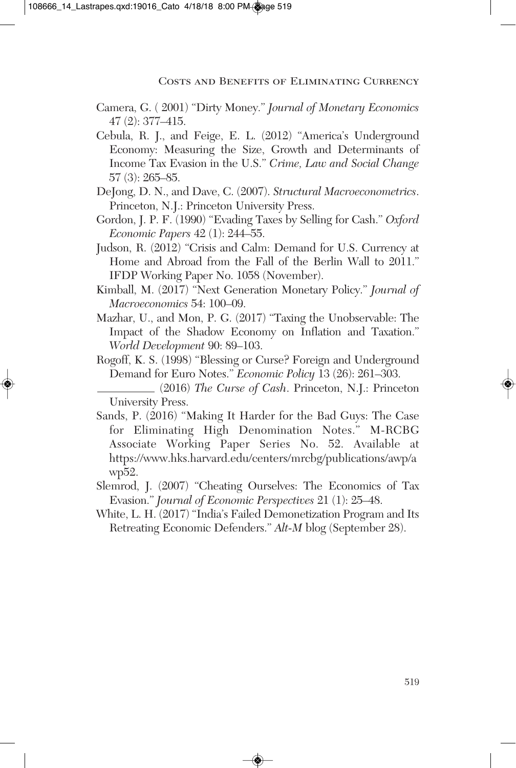Camera, G. ( 2001) "Dirty Money." *Journal of Monetary Economics* 47 (2): 377–415.

Cebula, R. J., and Feige, E. L. (2012) "America's Underground Economy: Measuring the Size, Growth and Determinants of Income Tax Evasion in the U.S." *Crime, Law and Social Change* 57 (3): 265–85.

DeJong, D. N., and Dave, C. (2007). *Structural Macroeconometrics*. Princeton, N.J.: Princeton University Press.

Gordon, J. P. F. (1990) "Evading Taxes by Selling for Cash." *Oxford Economic Papers* 42 (1): 244–55.

Judson, R. (2012) "Crisis and Calm: Demand for U.S. Currency at Home and Abroad from the Fall of the Berlin Wall to 2011." IFDP Working Paper No. 1058 (November).

Kimball, M. (2017) "Next Generation Monetary Policy." *Journal of Macroeconomics* 54: 100–09.

Mazhar, U., and Mon, P. G. (2017) "Taxing the Unobservable: The Impact of the Shadow Economy on Inflation and Taxation." *World Development* 90: 89–103.

Rogoff, K. S. (1998) "Blessing or Curse? Foreign and Underground Demand for Euro Notes." *Economic Policy* 13 (26): 261–303.

__________ (2016) *The Curse of Cash*. Princeton, N.J.: Princeton University Press.

Sands, P. (2016) "Making It Harder for the Bad Guys: The Case for Eliminating High Denomination Notes." M-RCBG Associate Working Paper Series No. 52. Available at https://www.hks.harvard.edu/centers/mrcbg/publications/awp/awp52.

Slemrod, J. (2007) "Cheating Ourselves: The Economics of Tax Evasion." *Journal of Economic Perspectives* 21 (1): 25–48.

White, L. H. (2017) "India's Failed Demonetization Program and Its Retreating Economic Defenders." *Alt-M* blog (September 28).